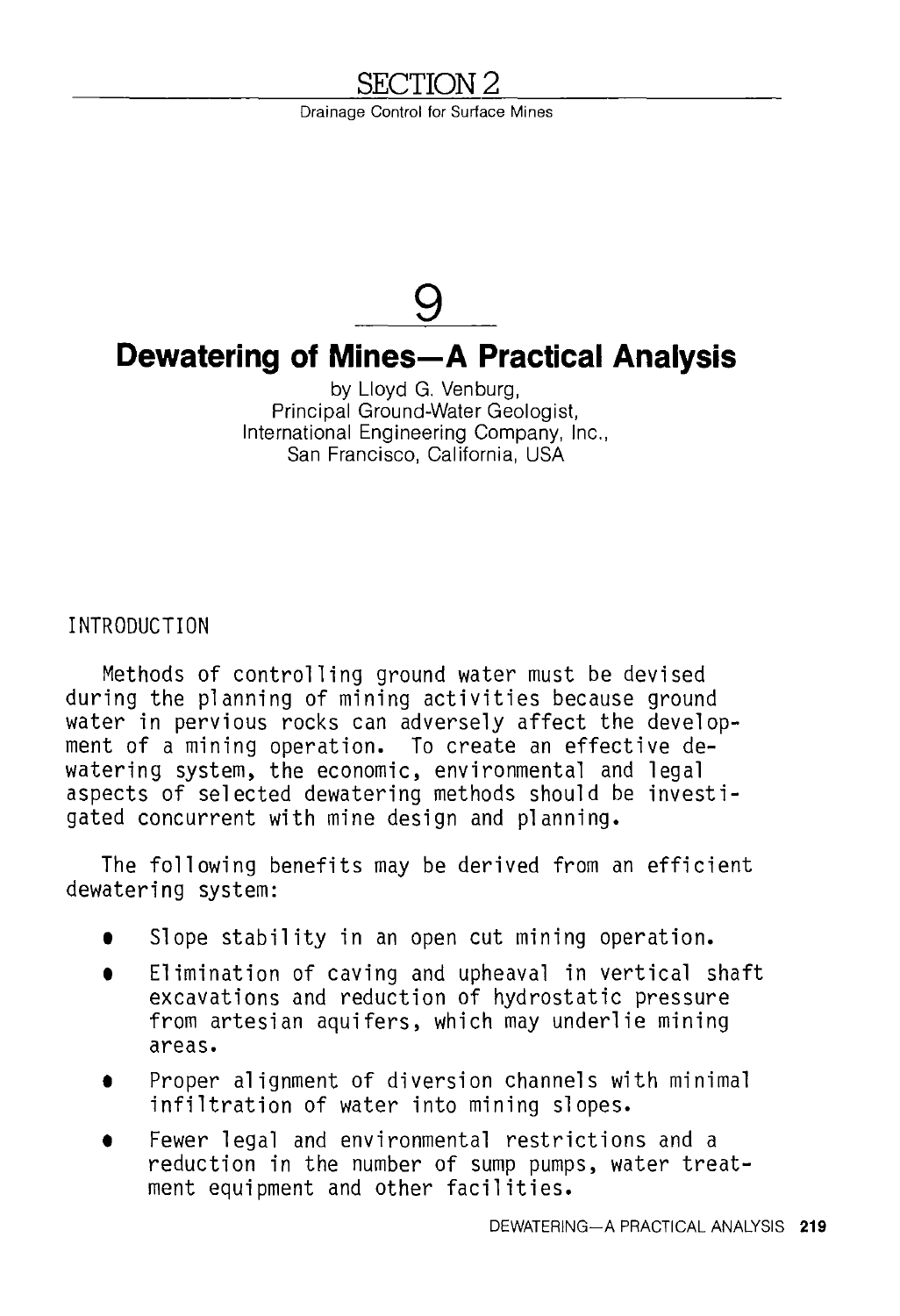# SECTION 2

Drainage Control for Surface Mines

# 9

## Dewatering of Mines—A Practical Analysis

by Lloyd G. Venburg,
Principal Ground-Water Geologist,
International Engineering Company, Inc.,
San Francisco, California, USA

### INTRODUCTION

Methods of controlling ground water must be devised during the planning of mining activities because ground water in pervious rocks can adversely affect the development of a mining operation. To create an effective dewatering system, the economic, environmental and legal aspects of selected dewatering methods should be investigated concurrent with mine design and planning.

The following benefits may be derived from an efficient dewatering system:

- Slope stability in an open cut mining operation.
- Elimination of caving and upheaval in vertical shaft excavations and reduction of hydrostatic pressure from artesian aquifers, which may underlie mining areas.
- Proper alignment of diversion channels with minimal infiltration of water into mining slopes.
- Fewer legal and environmental restrictions and a reduction in the number of sump pumps, water treatment equipment and other facilities.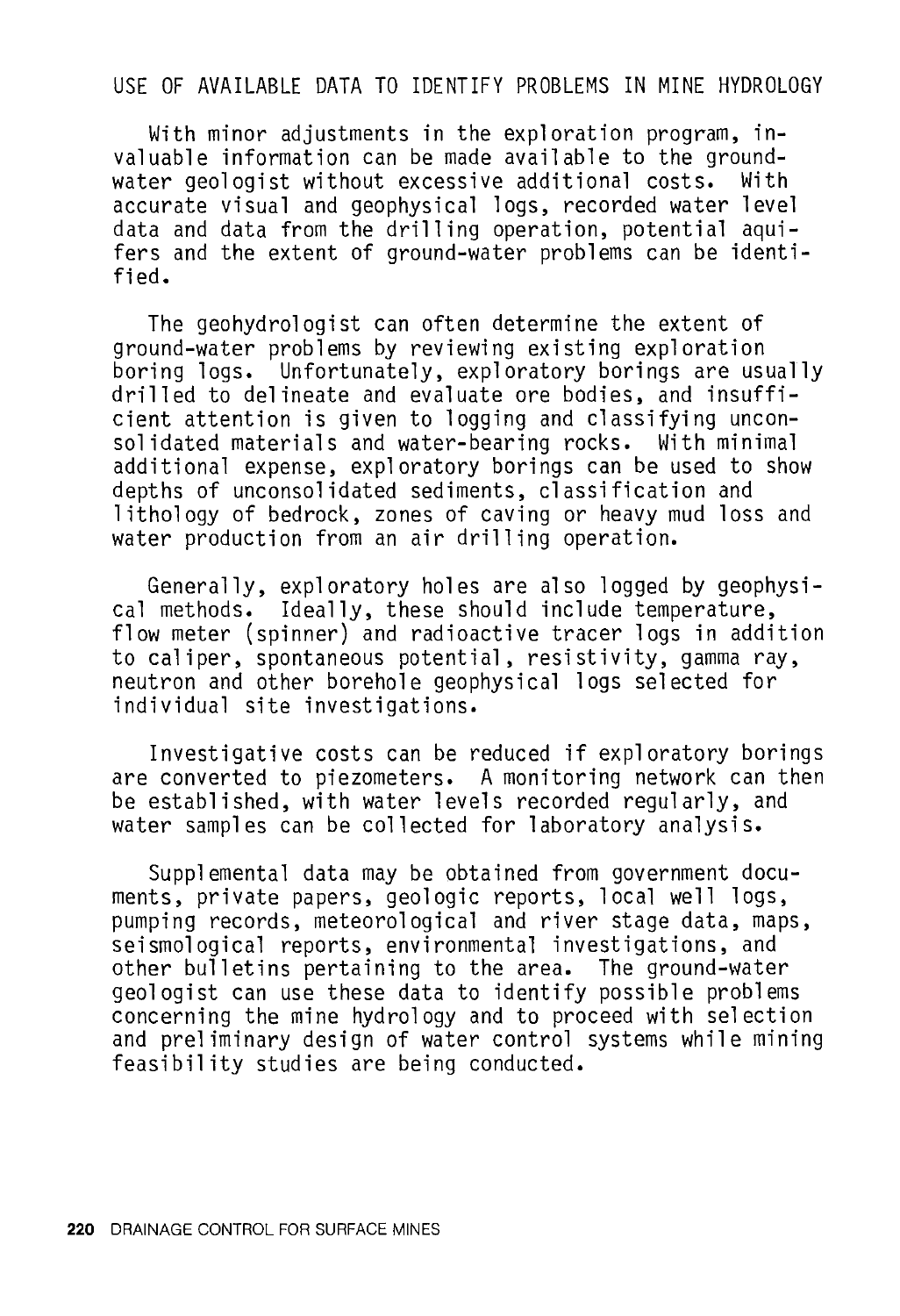## USE OF AVAILABLE DATA TO IDENTIFY PROBLEMS IN MINE HYDROLOGY

With minor adjustments in the exploration program, invaluable information can be made available to the ground-water geologist without excessive additional costs. With accurate visual and geophysical logs, recorded water level data and data from the drilling operation, potential aquifers and the extent of ground-water problems can be identified.

The geohydrologist can often determine the extent of ground-water problems by reviewing existing exploration boring logs. Unfortunately, exploratory borings are usually drilled to delineate and evaluate ore bodies, and insufficient attention is given to logging and classifying unconsolidated materials and water-bearing rocks. With minimal additional expense, exploratory borings can be used to show depths of unconsolidated sediments, classification and lithology of bedrock, zones of caving or heavy mud loss and water production from an air drilling operation.

Generally, exploratory holes are also logged by geophysical methods. Ideally, these should include temperature, flow meter (spinner) and radioactive tracer logs in addition to caliper, spontaneous potential, resistivity, gamma ray, neutron and other borehole geophysical logs selected for individual site investigations.

Investigative costs can be reduced if exploratory borings are converted to piezometers. A monitoring network can then be established, with water levels recorded regularly, and water samples can be collected for laboratory analysis.

Supplemental data may be obtained from government documents, private papers, geologic reports, local well logs, pumping records, meteorological and river stage data, maps, seismological reports, environmental investigations, and other bulletins pertaining to the area. The ground-water geologist can use these data to identify possible problems concerning the mine hydrology and to proceed with selection and preliminary design of water control systems while mining feasibility studies are being conducted.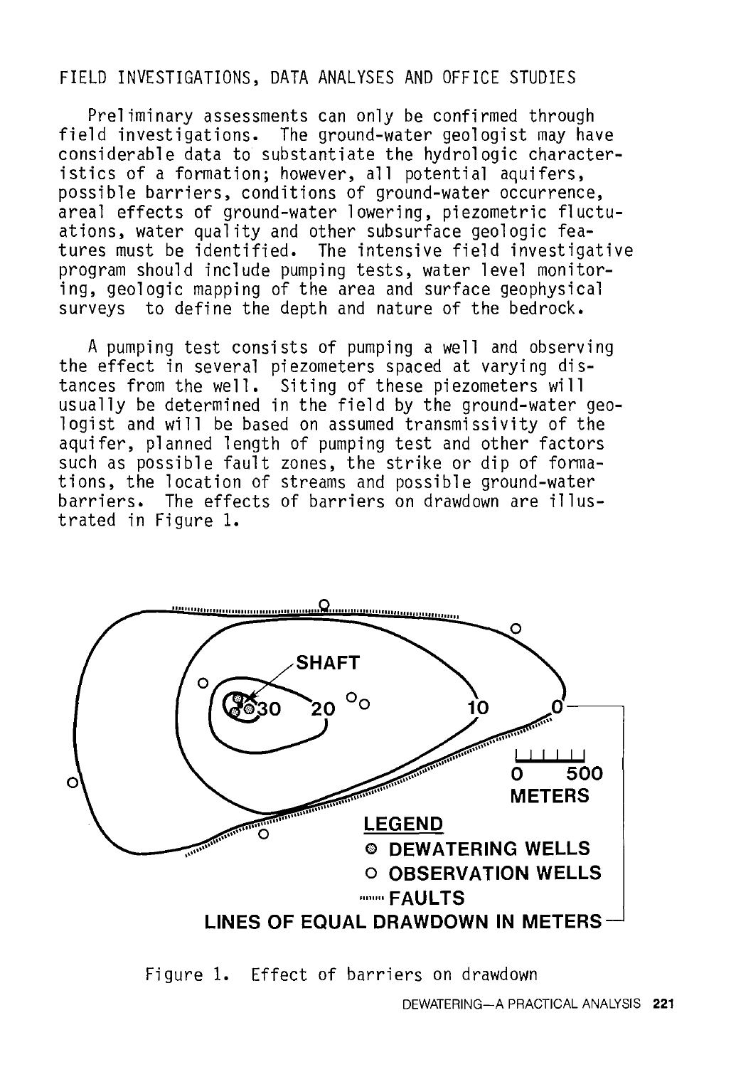FIELD INVESTIGATIONS, DATA ANALYSES AND OFFICE STUDIES

Preliminary assessments can only be confirmed through field investigations. The ground-water geologist may have considerable data to substantiate the hydrologic characteristics of a formation; however, all potential aquifers, possible barriers, conditions of ground-water occurrence, areal effects of ground-water lowering, piezometric fluctuations, water quality and other subsurface geologic features must be identified. The intensive field investigative program should include pumping tests, water level monitoring, geologic mapping of the area and surface geophysical surveys to define the depth and nature of the bedrock.

A pumping test consists of pumping a well and observing the effect in several piezometers spaced at varying distances from the well. Siting of these piezometers will usually be determined in the field by the ground-water geologist and will be based on assumed transmissivity of the aquifer, planned length of pumping test and other factors such as possible fault zones, the strike or dip of formations, the location of streams and possible ground-water barriers. The effects of barriers on drawdown are illustrated in Figure 1.

Figure 1. Effect of barriers on drawdown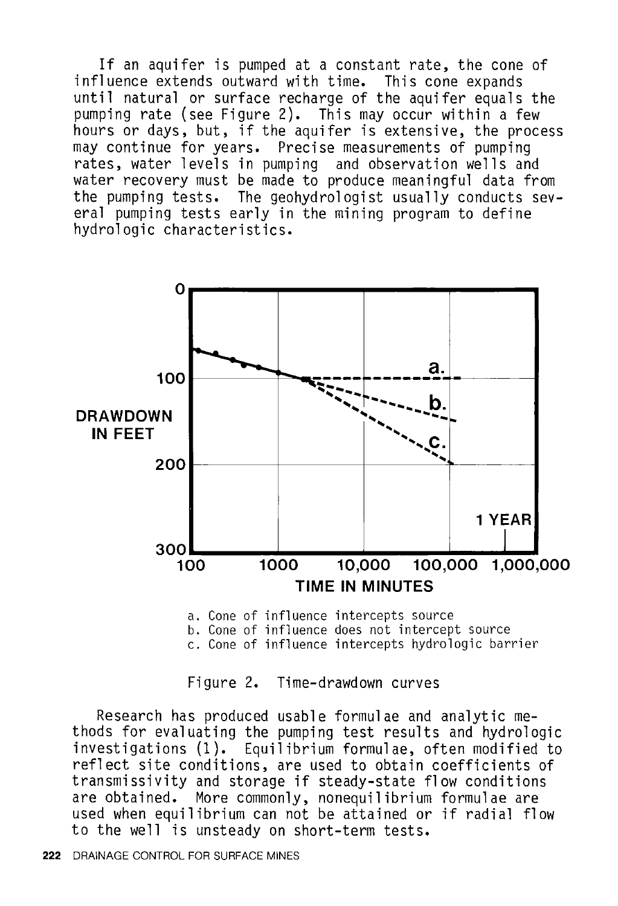If an aquifer is pumped at a constant rate, the cone of influence extends outward with time. This cone expands until natural or surface recharge of the aquifer equals the pumping rate (see Figure 2). This may occur within a few hours or days, but, if the aquifer is extensive, the process may continue for years. Precise measurements of pumping rates, water levels in pumping and observation wells and water recovery must be made to produce meaningful data from the pumping tests. The geohydrologist usually conducts several pumping tests early in the mining program to define hydrologic characteristics.

a. Cone of influence intercepts source
b. Cone of influence does not intercept source
c. Cone of influence intercepts hydrologic barrier

Figure 2. Time-drawdown curves

Research has produced usable formulae and analytic methods for evaluating the pumping test results and hydrologic investigations (1). Equilibrium formulae, often modified to reflect site conditions, are used to obtain coefficients of transmissivity and storage if steady-state flow conditions are obtained. More commonly, nonequilibrium formulae are used when equilibrium can not be attained or if radial flow to the well is unsteady on short-term tests.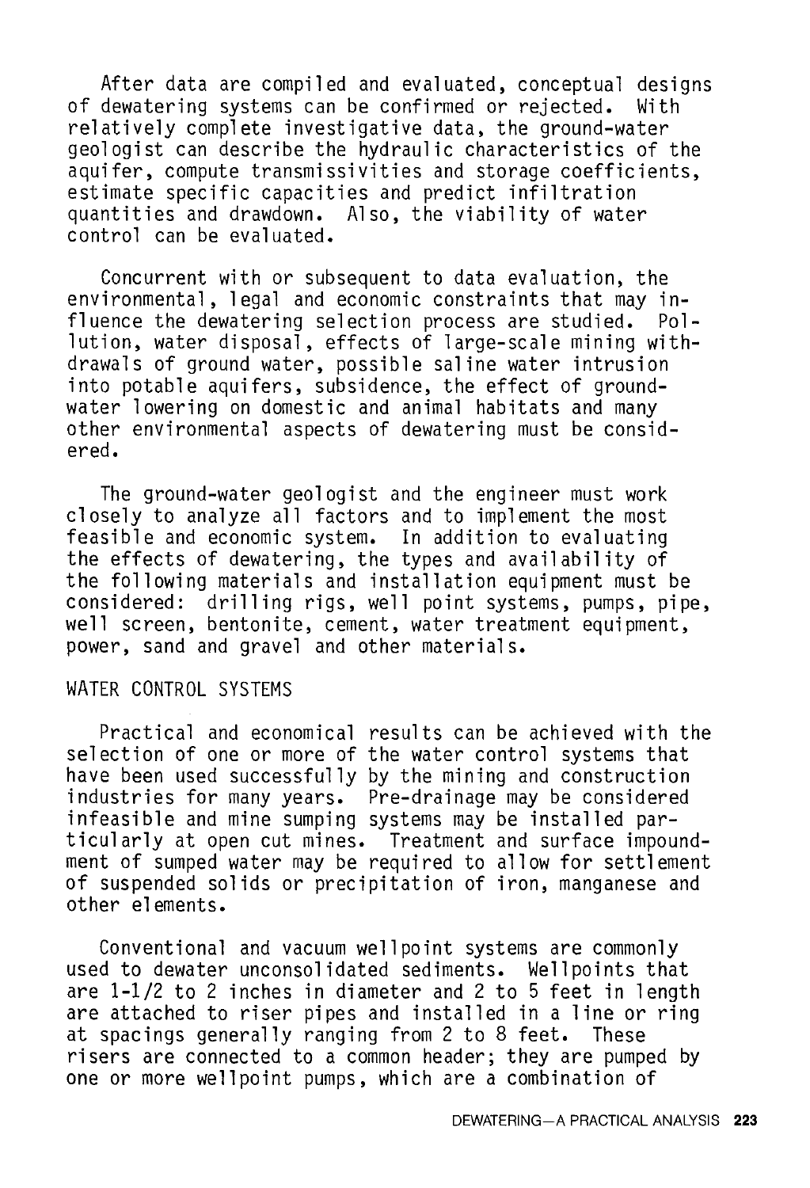After data are compiled and evaluated, conceptual designs of dewatering systems can be confirmed or rejected. With relatively complete investigative data, the ground-water geologist can describe the hydraulic characteristics of the aquifer, compute transmissivities and storage coefficients, estimate specific capacities and predict infiltration quantities and drawdown. Also, the viability of water control can be evaluated.

Concurrent with or subsequent to data evaluation, the environmental, legal and economic constraints that may influence the dewatering selection process are studied. Pollution, water disposal, effects of large-scale mining withdrawals of ground water, possible saline water intrusion into potable aquifers, subsidence, the effect of groundwater lowering on domestic and animal habitats and many other environmental aspects of dewatering must be considered.

The ground-water geologist and the engineer must work closely to analyze all factors and to implement the most feasible and economic system. In addition to evaluating the effects of dewatering, the types and availability of the following materials and installation equipment must be considered: drilling rigs, well point systems, pumps, pipe, well screen, bentonite, cement, water treatment equipment, power, sand and gravel and other materials.

## WATER CONTROL SYSTEMS

Practical and economical results can be achieved with the selection of one or more of the water control systems that have been used successfully by the mining and construction industries for many years. Pre-drainage may be considered infeasible and mine sumping systems may be installed particularly at open cut mines. Treatment and surface impoundment of sumped water may be required to allow for settlement of suspended solids or precipitation of iron, manganese and other elements.

Conventional and vacuum wellpoint systems are commonly used to dewater unconsolidated sediments. Wellpoints that are 1-1/2 to 2 inches in diameter and 2 to 5 feet in length are attached to riser pipes and installed in a line or ring at spacings generally ranging from 2 to 8 feet. These risers are connected to a common header; they are pumped by one or more wellpoint pumps, which are a combination of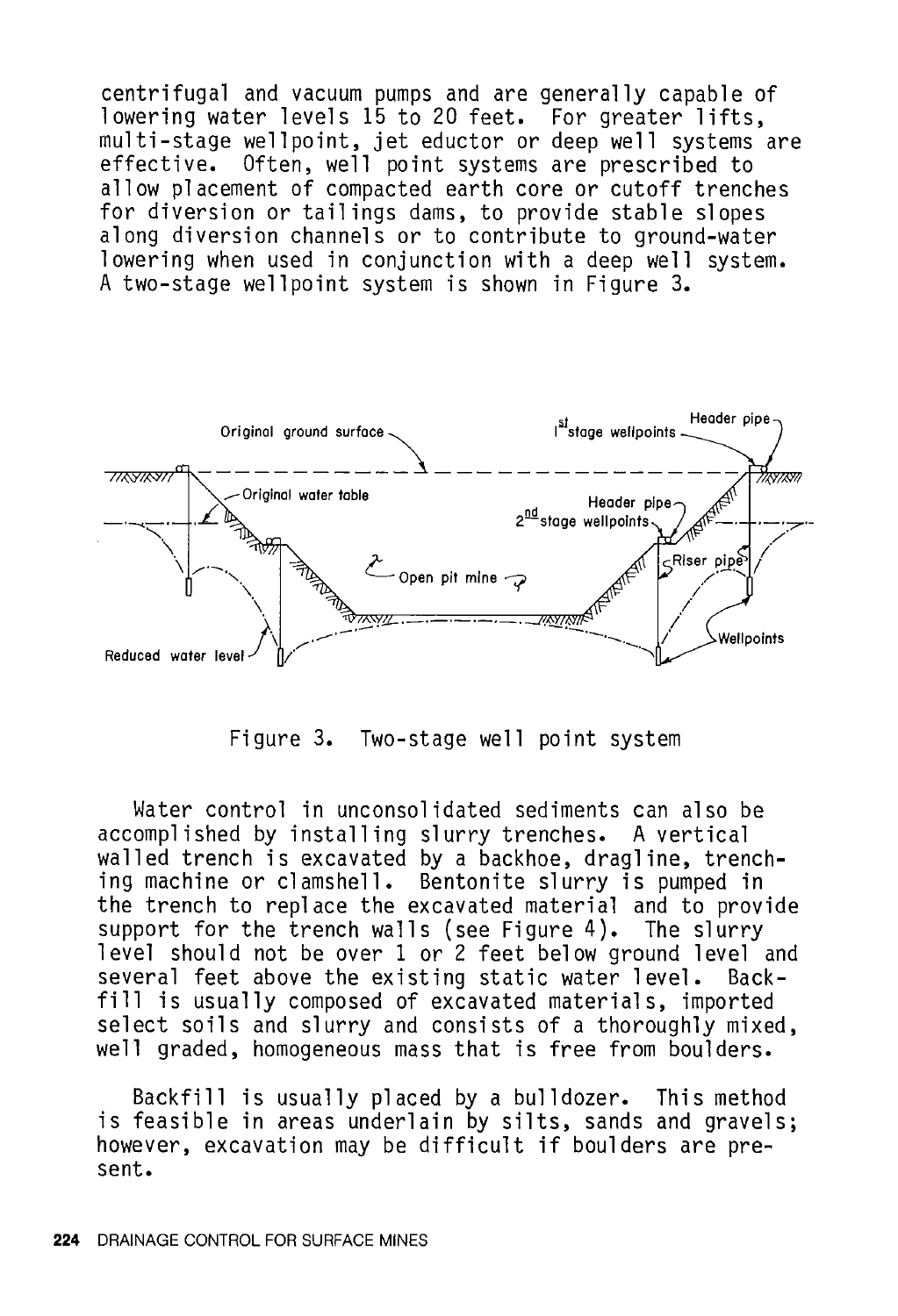centrifugal and vacuum pumps and are generally capable of lowering water levels 15 to 20 feet. For greater lifts, multi-stage wellpoint, jet eductor or deep well systems are effective. Often, well point systems are prescribed to allow placement of compacted earth core or cutoff trenches for diversion or tailings dams, to provide stable slopes along diversion channels or to contribute to ground-water lowering when used in conjunction with a deep well system. A two-stage wellpoint system is shown in Figure 3.

Figure 3. Two-stage well point system

Water control in unconsolidated sediments can also be accomplished by installing slurry trenches. A vertical walled trench is excavated by a backhoe, dragline, trenching machine or clamshell. Bentonite slurry is pumped in the trench to replace the excavated material and to provide support for the trench walls (see Figure 4). The slurry level should not be over 1 or 2 feet below ground level and several feet above the existing static water level. Backfill is usually composed of excavated materials, imported select soils and slurry and consists of a thoroughly mixed, well graded, homogeneous mass that is free from boulders.

Backfill is usually placed by a bulldozer. This method is feasible in areas underlain by silts, sands and gravels; however, excavation may be difficult if boulders are present.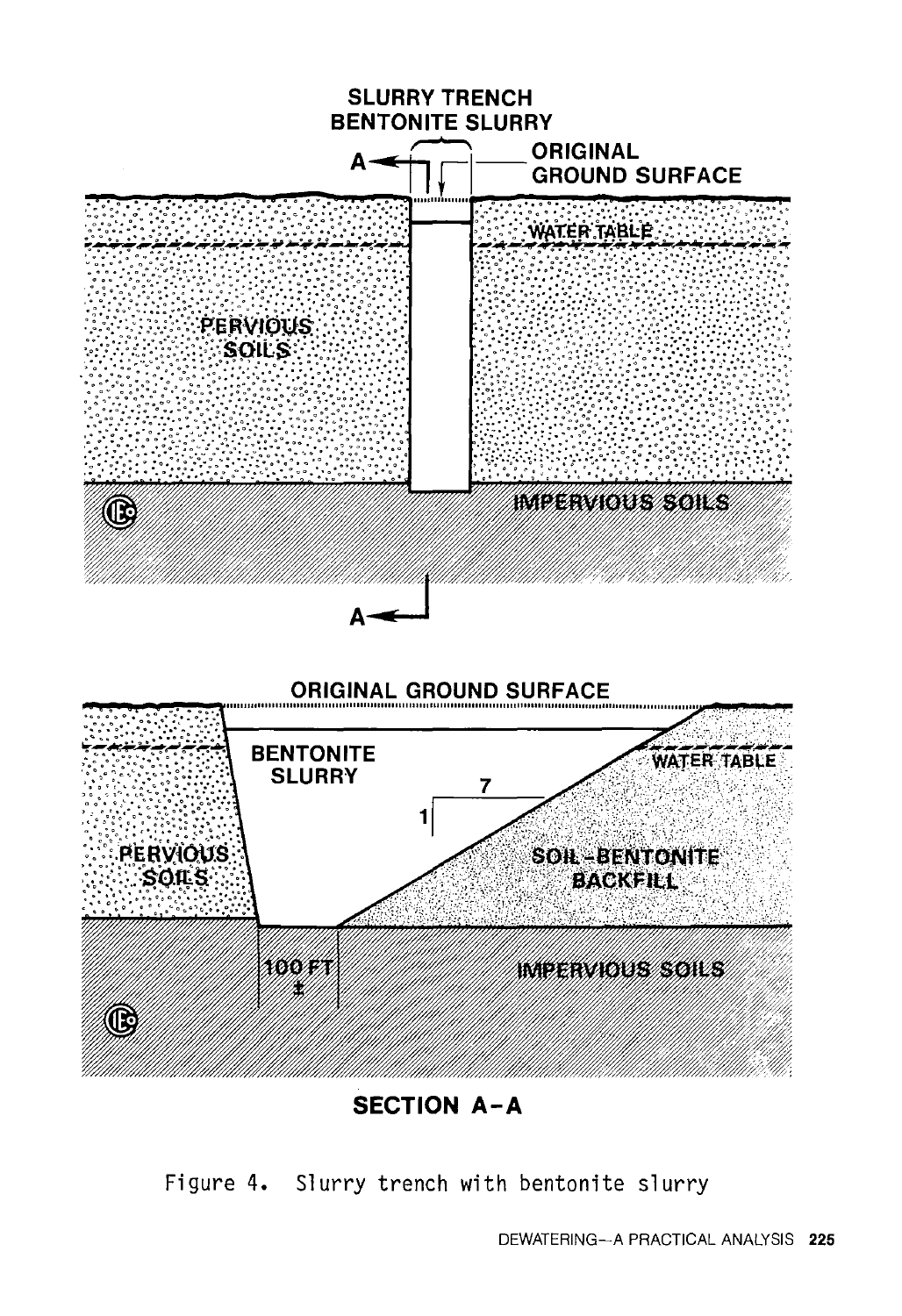Figure 4. Slurry trench with bentonite slurry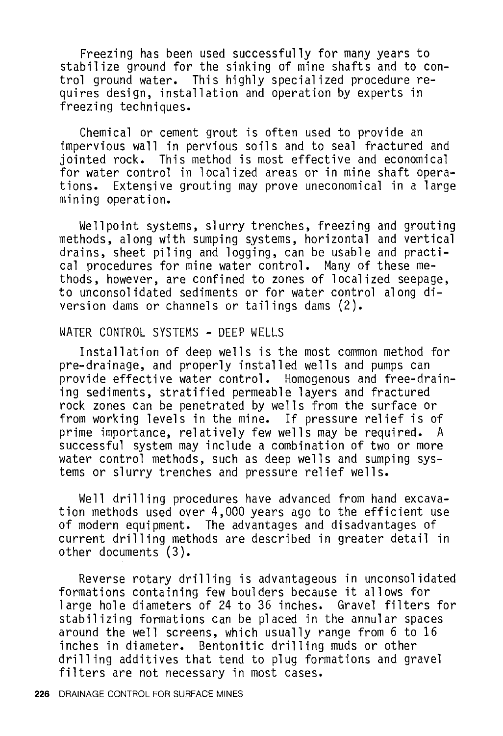Freezing has been used successfully for many years to stabilize ground for the sinking of mine shafts and to control ground water. This highly specialized procedure requires design, installation and operation by experts in freezing techniques.

Chemical or cement grout is often used to provide an impervious wall in pervious soils and to seal fractured and jointed rock. This method is most effective and economical for water control in localized areas or in mine shaft operations. Extensive grouting may prove uneconomical in a large mining operation.

Wellpoint systems, slurry trenches, freezing and grouting methods, along with sumping systems, horizontal and vertical drains, sheet piling and logging, can be usable and practical procedures for mine water control. Many of these methods, however, are confined to zones of localized seepage, to unconsolidated sediments or for water control along diversion dams or channels or tailings dams (2).

## WATER CONTROL SYSTEMS - DEEP WELLS

Installation of deep wells is the most common method for pre-drainage, and properly installed wells and pumps can provide effective water control. Homogenous and free-draining sediments, stratified permeable layers and fractured rock zones can be penetrated by wells from the surface or from working levels in the mine. If pressure relief is of prime importance, relatively few wells may be required. A successful system may include a combination of two or more water control methods, such as deep wells and sumping systems or slurry trenches and pressure relief wells.

Well drilling procedures have advanced from hand excavation methods used over 4,000 years ago to the efficient use of modern equipment. The advantages and disadvantages of current drilling methods are described in greater detail in other documents (3).

Reverse rotary drilling is advantageous in unconsolidated formations containing few boulders because it allows for large hole diameters of 24 to 36 inches. Gravel filters for stabilizing formations can be placed in the annular spaces around the well screens, which usually range from 6 to 16 inches in diameter. Bentonitic drilling muds or other drilling additives that tend to plug formations and gravel filters are not necessary in most cases.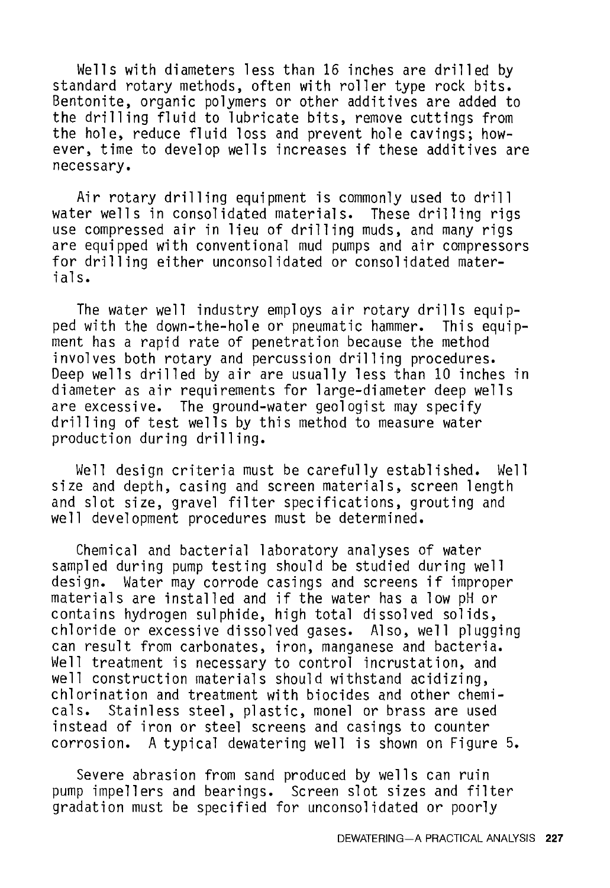Wells with diameters less than 16 inches are drilled by standard rotary methods, often with roller type rock bits. Bentonite, organic polymers or other additives are added to the drilling fluid to lubricate bits, remove cuttings from the hole, reduce fluid loss and prevent hole cavings; however, time to develop wells increases if these additives are necessary.

Air rotary drilling equipment is commonly used to drill water wells in consolidated materials. These drilling rigs use compressed air in lieu of drilling muds, and many rigs are equipped with conventional mud pumps and air compressors for drilling either unconsolidated or consolidated materials.

The water well industry employs air rotary drills equipped with the down-the-hole or pneumatic hammer. This equipment has a rapid rate of penetration because the method involves both rotary and percussion drilling procedures. Deep wells drilled by air are usually less than 10 inches in diameter as air requirements for large-diameter deep wells are excessive. The ground-water geologist may specify drilling of test wells by this method to measure water production during drilling.

Well design criteria must be carefully established. Well size and depth, casing and screen materials, screen length and slot size, gravel filter specifications, grouting and well development procedures must be determined.

Chemical and bacterial laboratory analyses of water sampled during pump testing should be studied during well design. Water may corrode casings and screens if improper materials are installed and if the water has a low pH or contains hydrogen sulphide, high total dissolved solids, chloride or excessive dissolved gases. Also, well plugging can result from carbonates, iron, manganese and bacteria. Well treatment is necessary to control incrustation, and well construction materials should withstand acidizing, chlorination and treatment with biocides and other chemicals. Stainless steel, plastic, monel or brass are used instead of iron or steel screens and casings to counter corrosion. A typical dewatering well is shown on Figure 5.

Severe abrasion from sand produced by wells can ruin pump impellers and bearings. Screen slot sizes and filter gradation must be specified for unconsolidated or poorly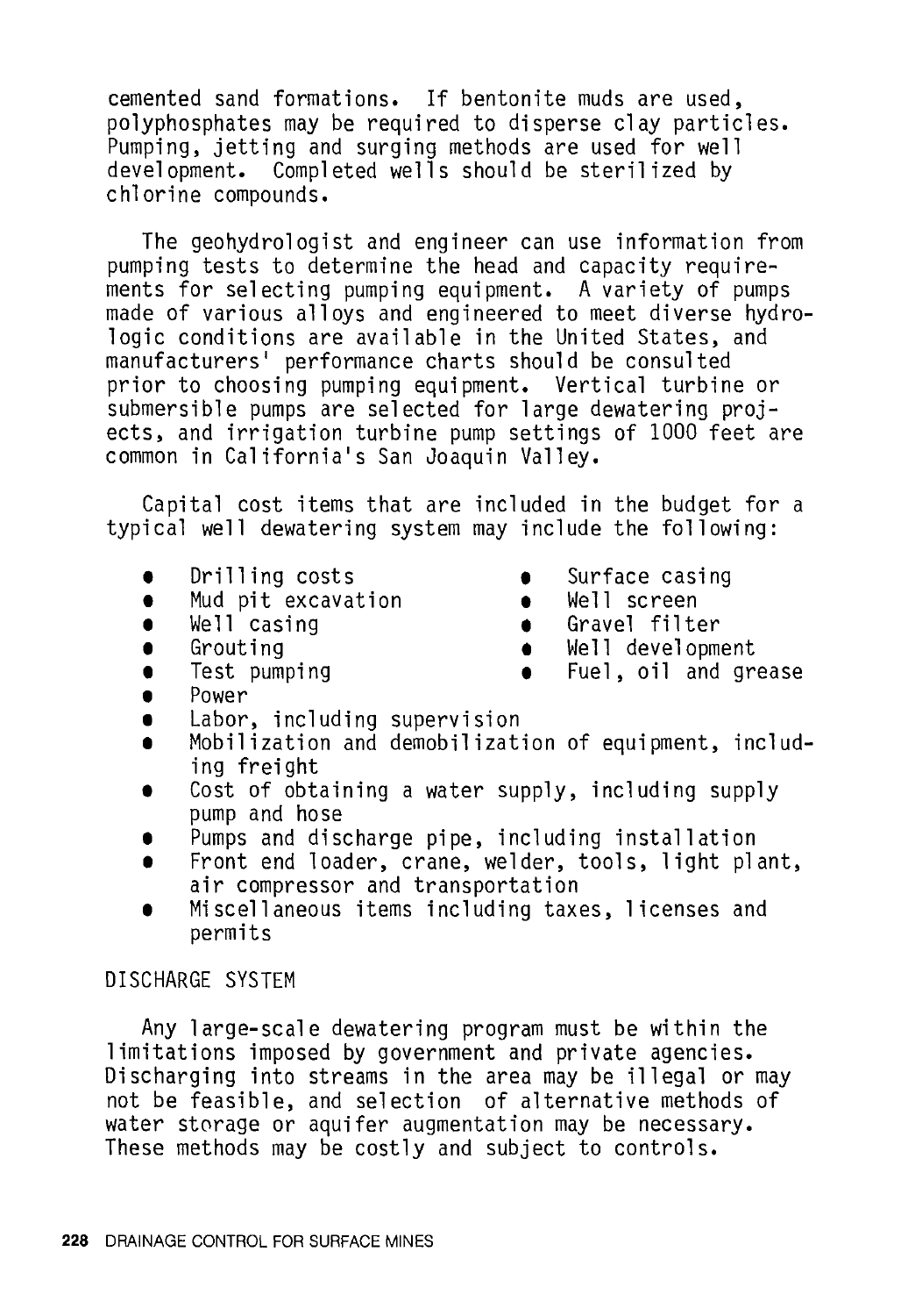cemented sand formations. If bentonite muds are used, polyphosphates may be required to disperse clay particles. Pumping, jetting and surging methods are used for well development. Completed wells should be sterilized by chlorine compounds.

The geohydrologist and engineer can use information from pumping tests to determine the head and capacity requirements for selecting pumping equipment. A variety of pumps made of various alloys and engineered to meet diverse hydrologic conditions are available in the United States, and manufacturers' performance charts should be consulted prior to choosing pumping equipment. Vertical turbine or submersible pumps are selected for large dewatering projects, and irrigation turbine pump settings of 1000 feet are common in California's San Joaquin Valley.

Capital cost items that are included in the budget for a typical well dewatering system may include the following:

- Drilling costs
- Surface casing
- Mud pit excavation
- Well screen
- Well casing
- Gravel filter
- Grouting
- Well development
- Test pumping
- Fuel, oil and grease
- Power
- Labor, including supervision
- Mobilization and demobilization of equipment, including freight
- Cost of obtaining a water supply, including supply pump and hose
- Pumps and discharge pipe, including installation
- Front end loader, crane, welder, tools, light plant, air compressor and transportation
- Miscellaneous items including taxes, licenses and permits

## DISCHARGE SYSTEM

Any large-scale dewatering program must be within the limitations imposed by government and private agencies. Discharging into streams in the area may be illegal or may not be feasible, and selection of alternative methods of water storage or aquifer augmentation may be necessary. These methods may be costly and subject to controls.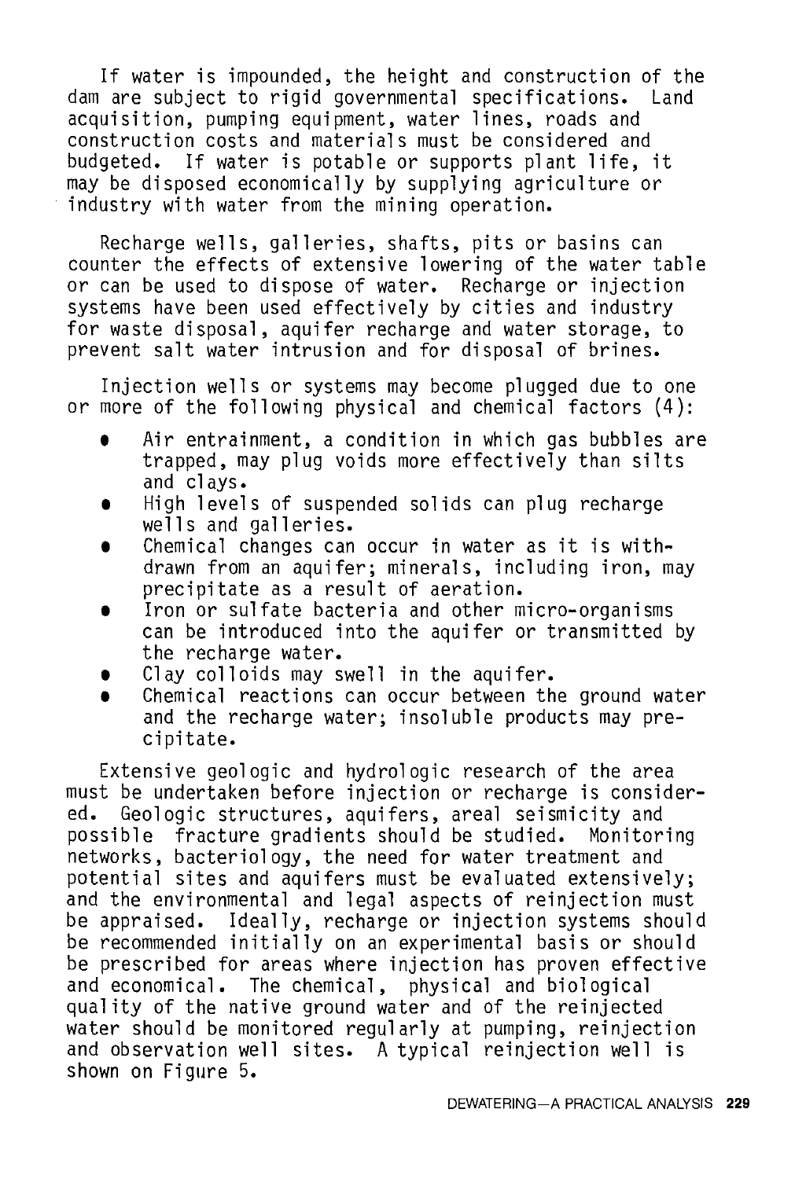If water is impounded, the height and construction of the dam are subject to rigid governmental specifications. Land acquisition, pumping equipment, water lines, roads and construction costs and materials must be considered and budgeted. If water is potable or supports plant life, it may be disposed economically by supplying agriculture or industry with water from the mining operation.

Recharge wells, galleries, shafts, pits or basins can counter the effects of extensive lowering of the water table or can be used to dispose of water. Recharge or injection systems have been used effectively by cities and industry for waste disposal, aquifer recharge and water storage, to prevent salt water intrusion and for disposal of brines.

Injection wells or systems may become plugged due to one or more of the following physical and chemical factors (4):

- Air entrainment, a condition in which gas bubbles are trapped, may plug voids more effectively than silts and clays.
- High levels of suspended solids can plug recharge wells and galleries.
- Chemical changes can occur in water as it is withdrawn from an aquifer; minerals, including iron, may precipitate as a result of aeration.
- Iron or sulfate bacteria and other micro-organisms can be introduced into the aquifer or transmitted by the recharge water.
- Clay colloids may swell in the aquifer.
- Chemical reactions can occur between the ground water and the recharge water; insoluble products may precipitate.

Extensive geologic and hydrologic research of the area must be undertaken before injection or recharge is considered. Geologic structures, aquifers, areal seismicity and possible fracture gradients should be studied. Monitoring networks, bacteriology, the need for water treatment and potential sites and aquifers must be evaluated extensively; and the environmental and legal aspects of reinjection must be appraised. Ideally, recharge or injection systems should be recommended initially on an experimental basis or should be prescribed for areas where injection has proven effective and economical. The chemical, physical and biological quality of the native ground water and of the reinjected water should be monitored regularly at pumping, reinjection and observation well sites. A typical reinjection well is shown on Figure 5.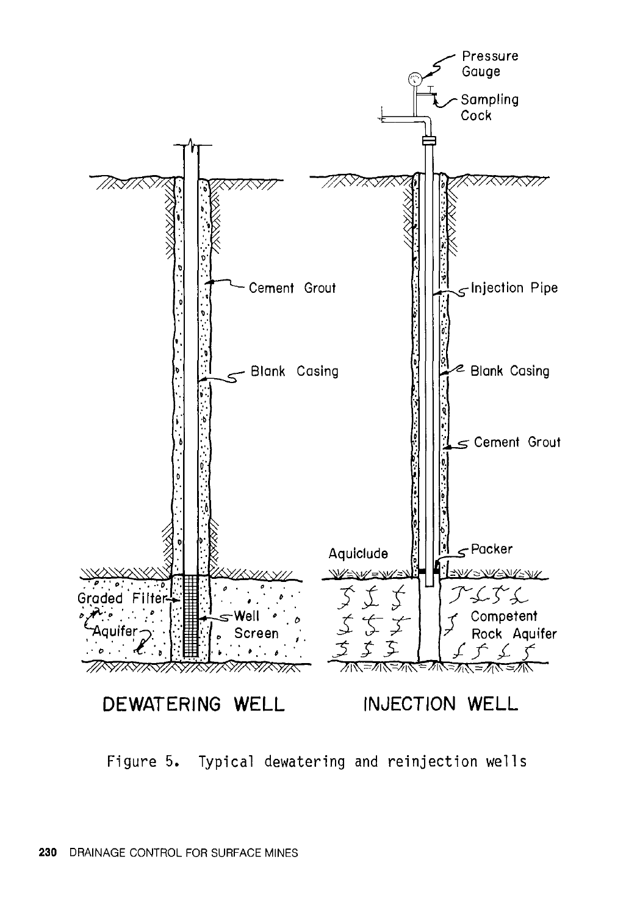DEWATERING WELL

INJECTION WELL

Figure 5. Typical dewatering and reinjection wells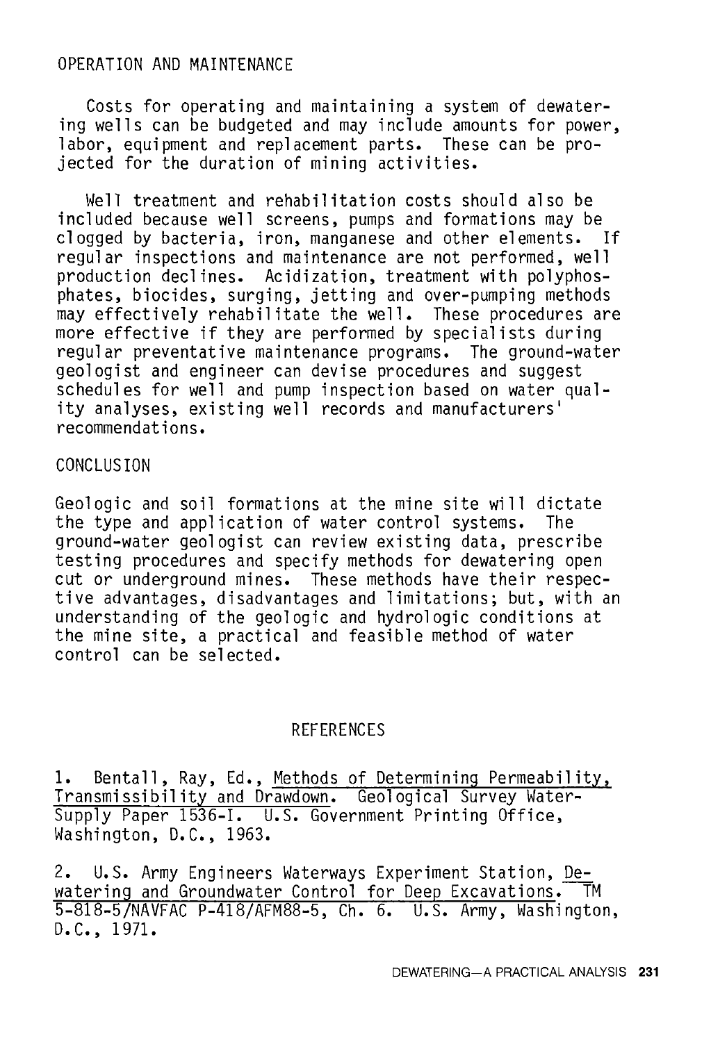## OPERATION AND MAINTENANCE

Costs for operating and maintaining a system of dewatering wells can be budgeted and may include amounts for power, labor, equipment and replacement parts. These can be projected for the duration of mining activities.

Well treatment and rehabilitation costs should also be included because well screens, pumps and formations may be clogged by bacteria, iron, manganese and other elements. If regular inspections and maintenance are not performed, well production declines. Acidization, treatment with polyphosphates, biocides, surging, jetting and over-pumping methods may effectively rehabilitate the well. These procedures are more effective if they are performed by specialists during regular preventative maintenance programs. The ground-water geologist and engineer can devise procedures and suggest schedules for well and pump inspection based on water quality analyses, existing well records and manufacturers' recommendations.

## CONCLUSION

Geologic and soil formations at the mine site will dictate the type and application of water control systems. The ground-water geologist can review existing data, prescribe testing procedures and specify methods for dewatering open cut or underground mines. These methods have their respective advantages, disadvantages and limitations; but, with an understanding of the geologic and hydrologic conditions at the mine site, a practical and feasible method of water control can be selected.

## REFERENCES

1. Bentall, Ray, Ed., Methods of Determining Permeability, Transmissibility and Drawdown. Geological Survey Water-Supply Paper 1536-I. U.S. Government Printing Office, Washington, D.C., 1963.

2. U.S. Army Engineers Waterways Experiment Station, Dewatering and Groundwater Control for Deep Excavations. TM 5-818-5/NAVFAC P-418/AFM88-5, Ch. 6. U.S. Army, Washington, D.C., 1971.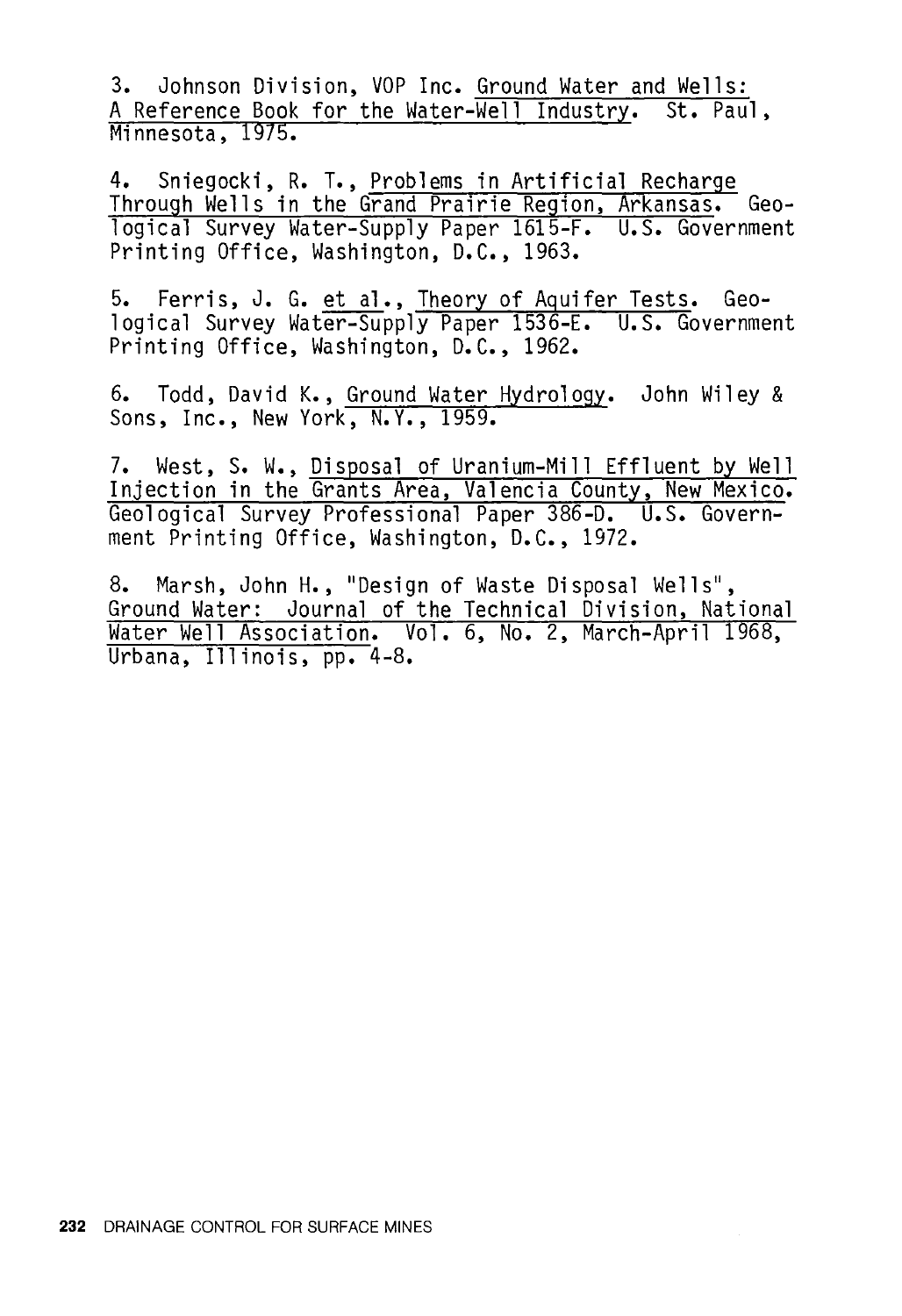3. Johnson Division, VOP Inc. Ground Water and Wells: A Reference Book for the Water-Well Industry. St. Paul, Minnesota, 1975.

4. Sniegocki, R. T., Problems in Artificial Recharge Through Wells in the Grand Prairie Region, Arkansas. Geological Survey Water-Supply Paper 1615-F. U.S. Government Printing Office, Washington, D.C., 1963.

5. Ferris, J. G. et al., Theory of Aquifer Tests. Geological Survey Water-Supply Paper 1536-E. U.S. Government Printing Office, Washington, D.C., 1962.

6. Todd, David K., Ground Water Hydrology. John Wiley & Sons, Inc., New York, N.Y., 1959.

7. West, S. W., Disposal of Uranium-Mill Effluent by Well Injection in the Grants Area, Valencia County, New Mexico. Geological Survey Professional Paper 386-D. U.S. Government Printing Office, Washington, D.C., 1972.

8. Marsh, John H., "Design of Waste Disposal Wells", Ground Water: Journal of the Technical Division, National Water Well Association. Vol. 6, No. 2, March-April 1968, Urbana, Illinois, pp. 4-8.